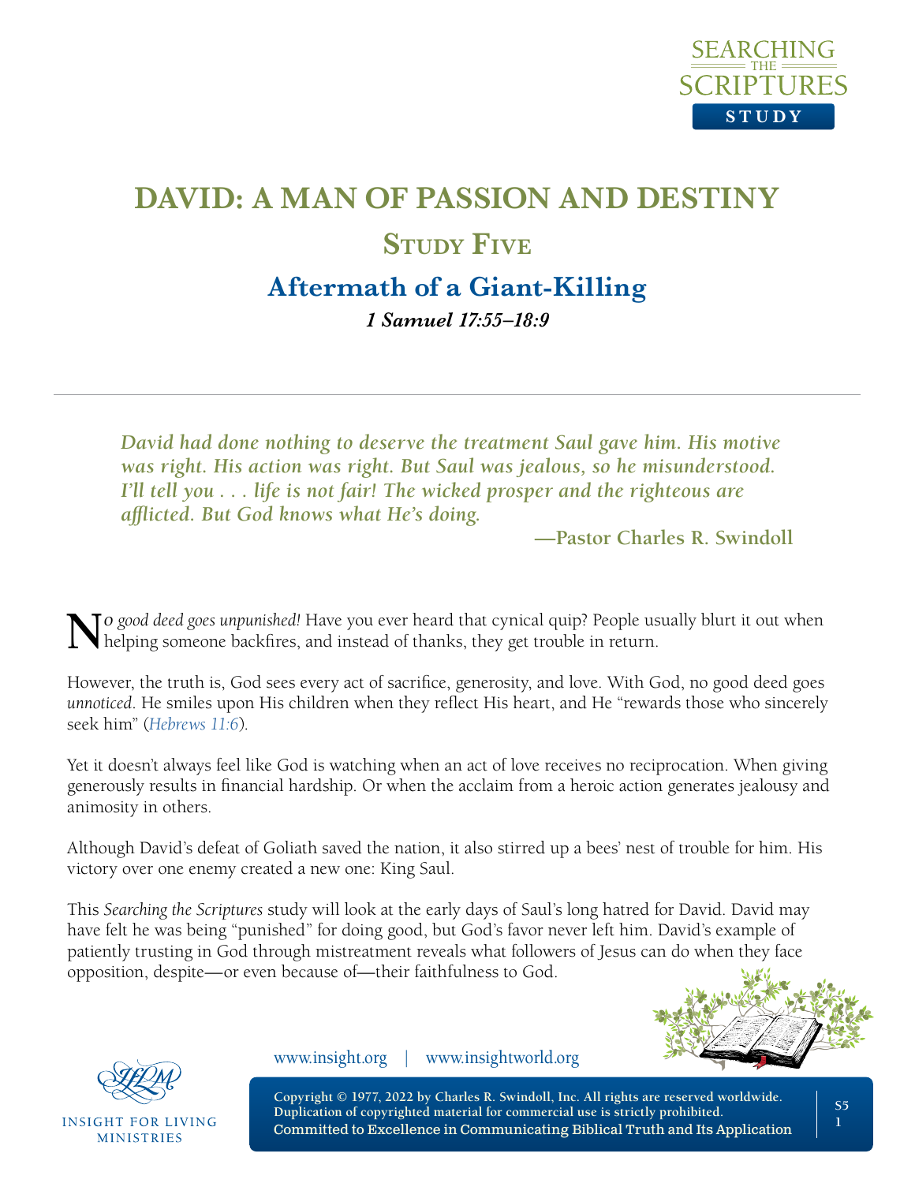# DAVID: A MAN OF PASSION AND DESTINY

## Study Five

## Aftermath of a Giant-Killing

***1 Samuel 17:55–18:9***

> ***David had done nothing to deserve the treatment Saul gave him. His motive was right. His action was right. But Saul was jealous, so he misunderstood. I'll tell you . . . life is not fair! The wicked prosper and the righteous are afflicted. But God knows what He's doing.***
>
> **—Pastor Charles R. Swindoll**

*No good deed goes unpunished!* Have you ever heard that cynical quip? People usually blurt it out when helping someone backfires, and instead of thanks, they get trouble in return.

However, the truth is, God sees every act of sacrifice, generosity, and love. With God, no good deed goes *unnoticed*. He smiles upon His children when they reflect His heart, and He "rewards those who sincerely seek him" (*Hebrews 11:6*).

Yet it doesn't always feel like God is watching when an act of love receives no reciprocation. When giving generously results in financial hardship. Or when the acclaim from a heroic action generates jealousy and animosity in others.

Although David's defeat of Goliath saved the nation, it also stirred up a bees' nest of trouble for him. His victory over one enemy created a new one: King Saul.

This *Searching the Scriptures* study will look at the early days of Saul's long hatred for David. David may have felt he was being "punished" for doing good, but God's favor never left him. David's example of patiently trusting in God through mistreatment reveals what followers of Jesus can do when they face opposition, despite—or even because of—their faithfulness to God.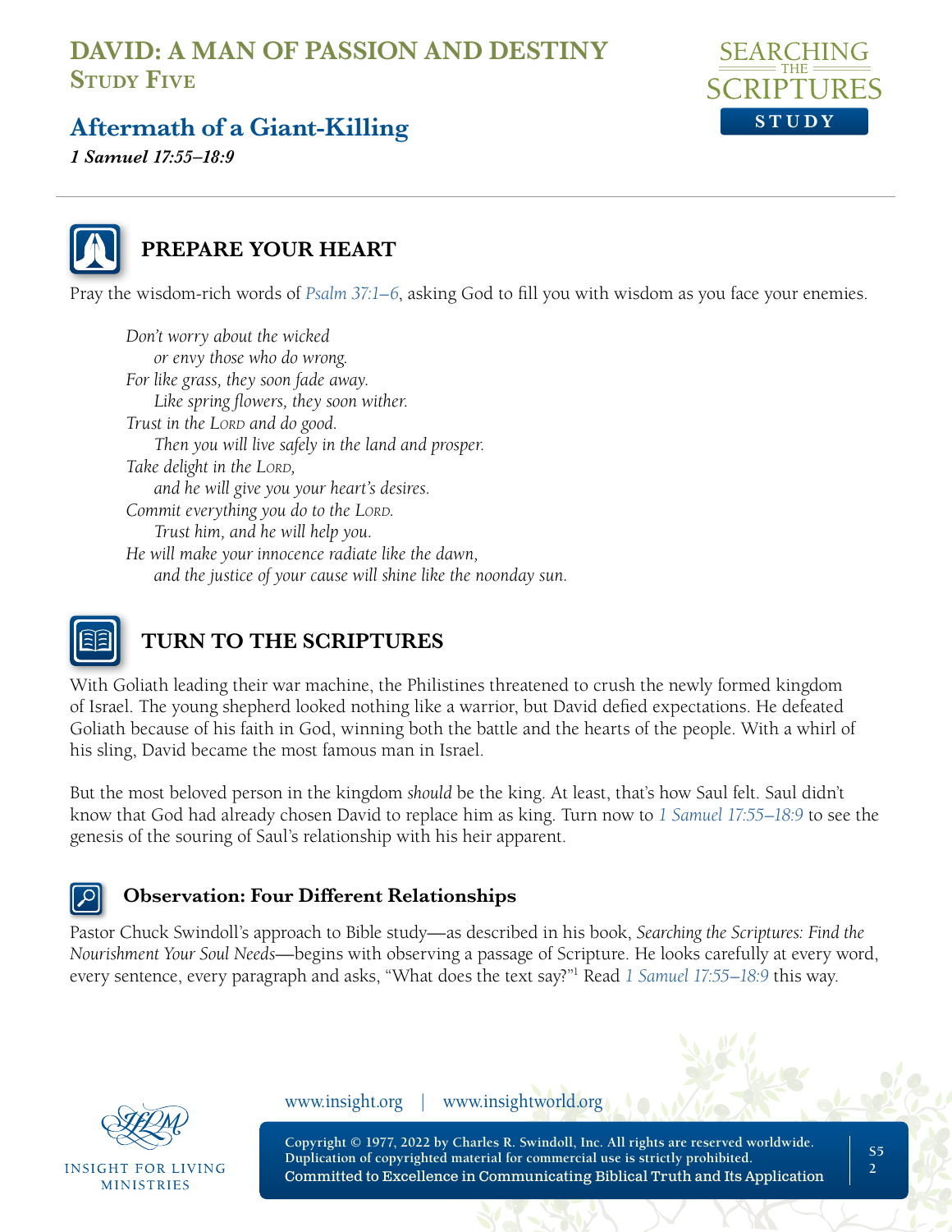# DAVID: A MAN OF PASSION AND DESTINY

## Study Five

## Aftermath of a Giant-Killing

*1 Samuel 17:55–18:9*

---

### PREPARE YOUR HEART

Pray the wisdom-rich words of *Psalm 37:1–6*, asking God to fill you with wisdom as you face your enemies.

> *Don't worry about the wicked*
> *or envy those who do wrong.*
> *For like grass, they soon fade away.*
> *Like spring flowers, they soon wither.*
> *Trust in the Lord and do good.*
> *Then you will live safely in the land and prosper.*
> *Take delight in the Lord,*
> *and he will give you your heart's desires.*
> *Commit everything you do to the Lord.*
> *Trust him, and he will help you.*
> *He will make your innocence radiate like the dawn,*
> *and the justice of your cause will shine like the noonday sun.*

### TURN TO THE SCRIPTURES

With Goliath leading their war machine, the Philistines threatened to crush the newly formed kingdom of Israel. The young shepherd looked nothing like a warrior, but David defied expectations. He defeated Goliath because of his faith in God, winning both the battle and the hearts of the people. With a whirl of his sling, David became the most famous man in Israel.

But the most beloved person in the kingdom *should* be the king. At least, that's how Saul felt. Saul didn't know that God had already chosen David to replace him as king. Turn now to *1 Samuel 17:55–18:9* to see the genesis of the souring of Saul's relationship with his heir apparent.

#### Observation: Four Different Relationships

Pastor Chuck Swindoll's approach to Bible study—as described in his book, *Searching the Scriptures: Find the Nourishment Your Soul Needs*—begins with observing a passage of Scripture. He looks carefully at every word, every sentence, every paragraph and asks, "What does the text say?"[1] Read *1 Samuel 17:55–18:9* this way.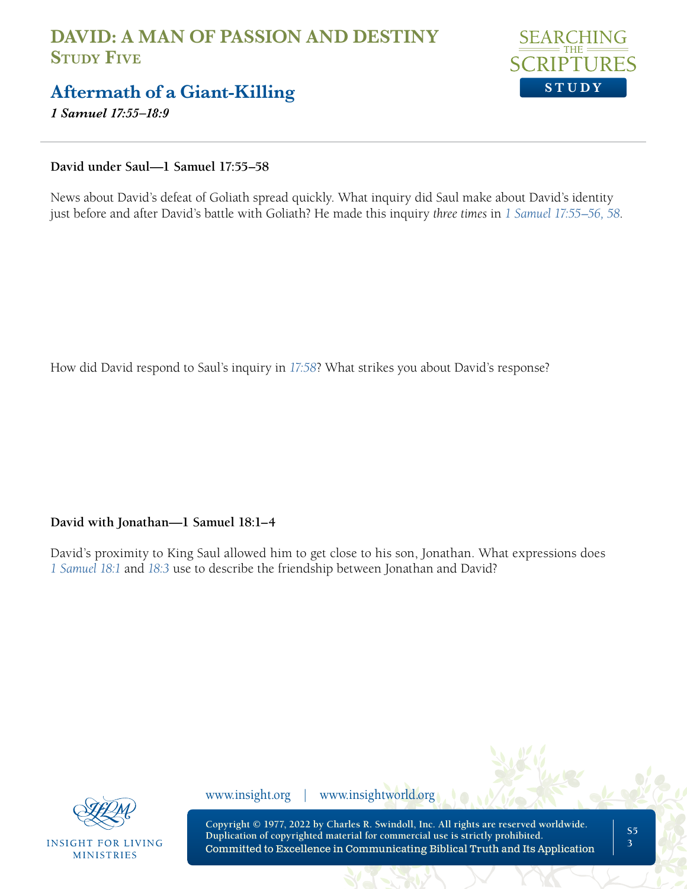# DAVID: A MAN OF PASSION AND DESTINY
## Study Five

## Aftermath of a Giant-Killing

***1 Samuel 17:55–18:9***

---

**David under Saul—1 Samuel 17:55–58**

News about David's defeat of Goliath spread quickly. What inquiry did Saul make about David's identity just before and after David's battle with Goliath? He made this inquiry *three times* in *1 Samuel 17:55–56, 58*.

How did David respond to Saul's inquiry in *17:58*? What strikes you about David's response?

**David with Jonathan—1 Samuel 18:1–4**

David's proximity to King Saul allowed him to get close to his son, Jonathan. What expressions does *1 Samuel 18:1* and *18:3* use to describe the friendship between Jonathan and David?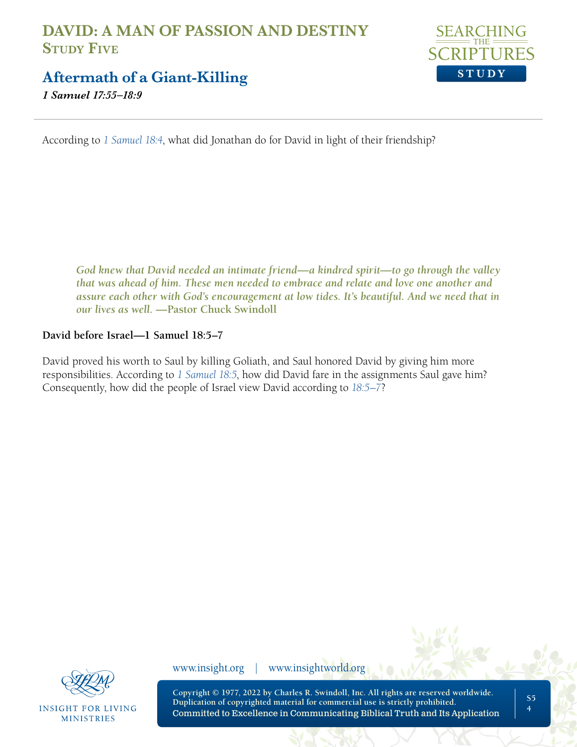According to *1 Samuel 18:4*, what did Jonathan do for David in light of their friendship?

> ***God knew that David needed an intimate friend—a kindred spirit—to go through the valley that was ahead of him. These men needed to embrace and relate and love one another and assure each other with God's encouragement at low tides. It's beautiful. And we need that in our lives as well.* —Pastor Chuck Swindoll**

**David before Israel—1 Samuel 18:5–7**

David proved his worth to Saul by killing Goliath, and Saul honored David by giving him more responsibilities. According to *1 Samuel 18:5*, how did David fare in the assignments Saul gave him? Consequently, how did the people of Israel view David according to *18:5–7*?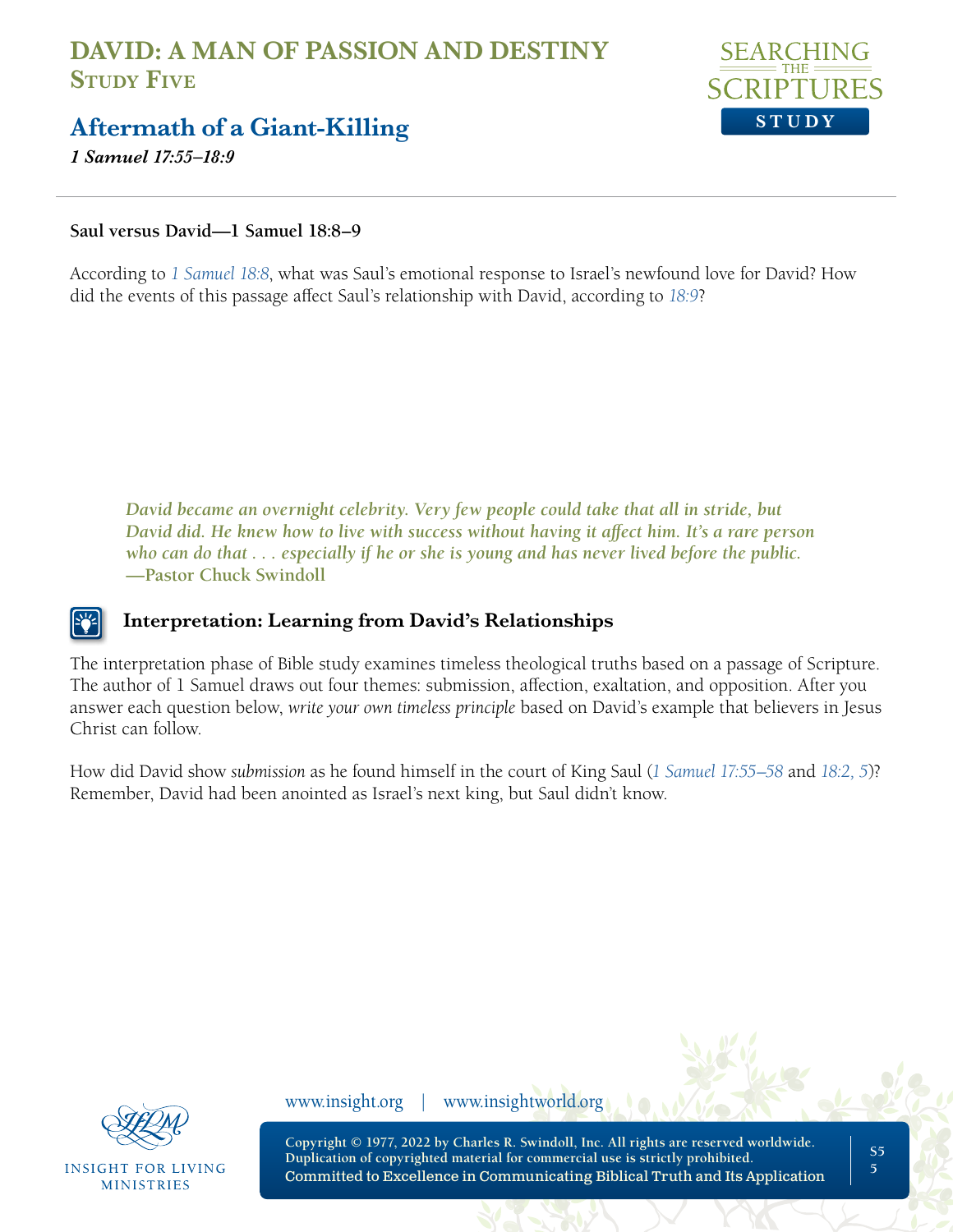### Saul versus David—1 Samuel 18:8–9

According to *1 Samuel 18:8*, what was Saul's emotional response to Israel's newfound love for David? How did the events of this passage affect Saul's relationship with David, according to *18:9*?

> ***David became an overnight celebrity. Very few people could take that all in stride, but David did. He knew how to live with success without having it affect him. It's a rare person who can do that . . . especially if he or she is young and has never lived before the public.***
> **—Pastor Chuck Swindoll**

## Interpretation: Learning from David's Relationships

The interpretation phase of Bible study examines timeless theological truths based on a passage of Scripture. The author of 1 Samuel draws out four themes: submission, affection, exaltation, and opposition. After you answer each question below, *write your own timeless principle* based on David's example that believers in Jesus Christ can follow.

How did David show *submission* as he found himself in the court of King Saul (*1 Samuel 17:55–58* and *18:2, 5*)? Remember, David had been anointed as Israel's next king, but Saul didn't know.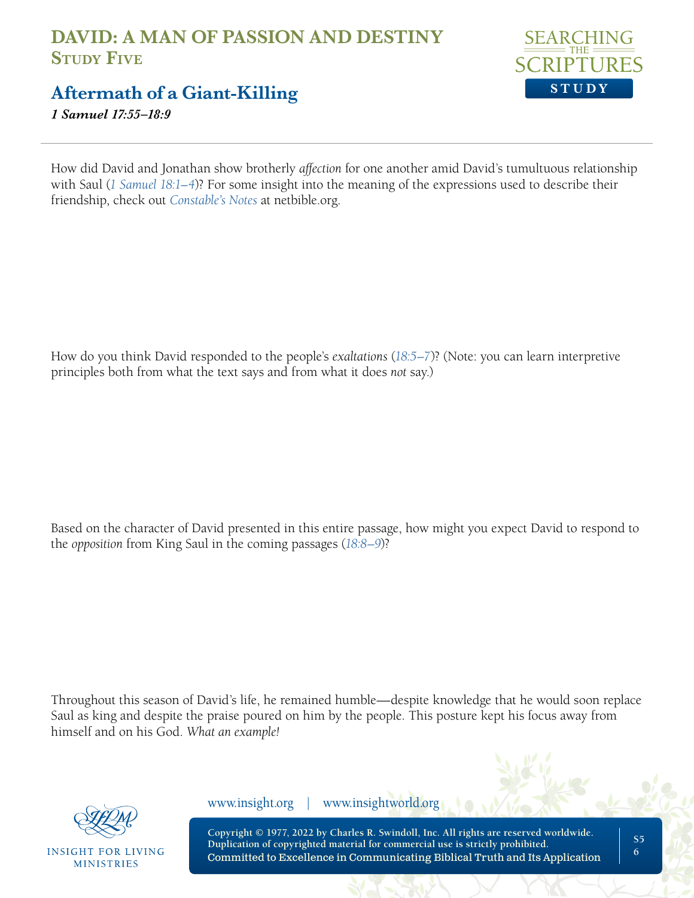How did David and Jonathan show brotherly *affection* for one another amid David's tumultuous relationship with Saul (*1 Samuel 18:1–4*)? For some insight into the meaning of the expressions used to describe their friendship, check out *Constable's Notes* at netbible.org.

How do you think David responded to the people's *exaltations* (*18:5–7*)? (Note: you can learn interpretive principles both from what the text says and from what it does *not* say.)

Based on the character of David presented in this entire passage, how might you expect David to respond to the *opposition* from King Saul in the coming passages (*18:8–9*)?

Throughout this season of David's life, he remained humble—despite knowledge that he would soon replace Saul as king and despite the praise poured on him by the people. This posture kept his focus away from himself and on his God. *What an example!*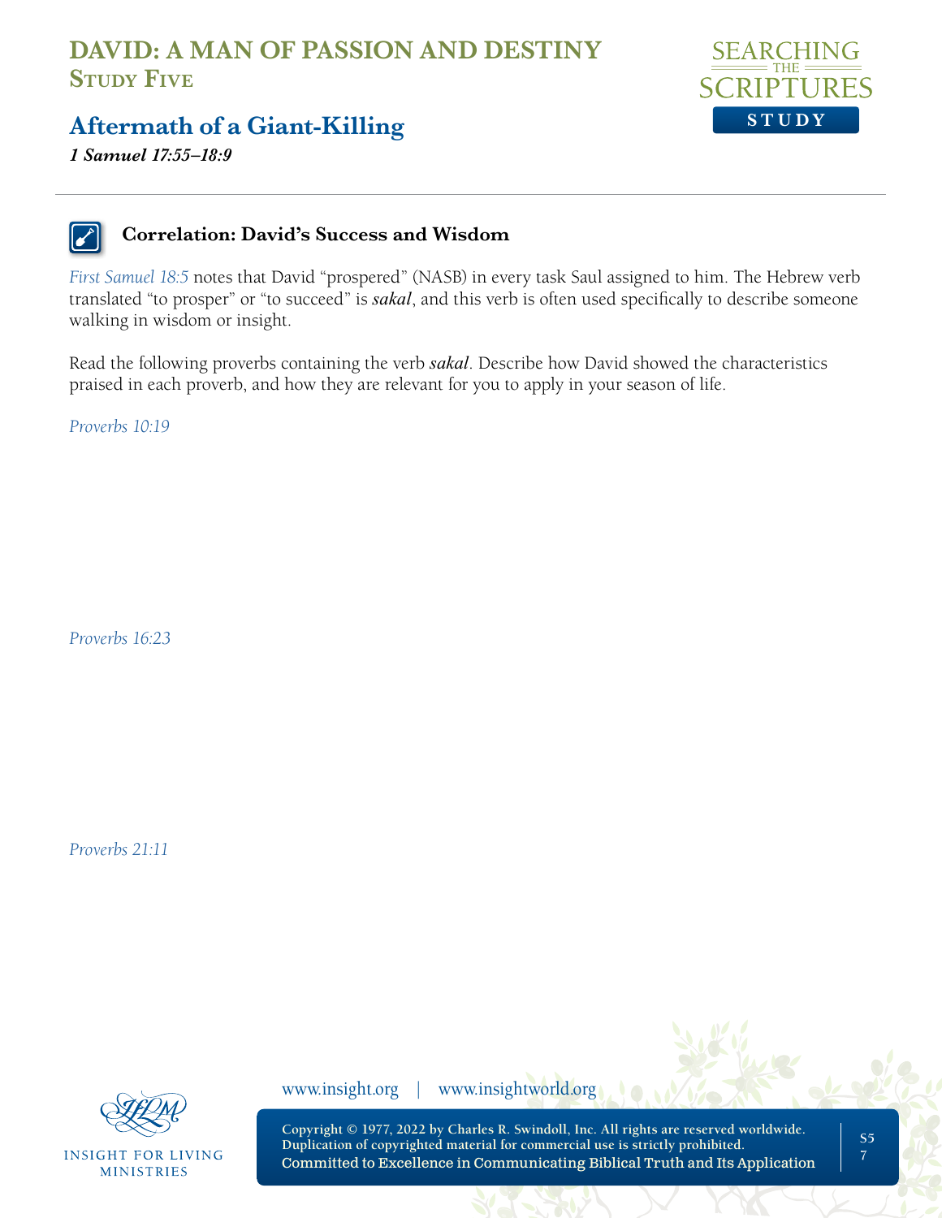# DAVID: A MAN OF PASSION AND DESTINY
## Study Five

## Aftermath of a Giant-Killing

***1 Samuel 17:55–18:9***

---

### Correlation: David's Success and Wisdom

*First Samuel 18:5* notes that David "prospered" (NASB) in every task Saul assigned to him. The Hebrew verb translated "to prosper" or "to succeed" is ***sakal***, and this verb is often used specifically to describe someone walking in wisdom or insight.

Read the following proverbs containing the verb ***sakal***. Describe how David showed the characteristics praised in each proverb, and how they are relevant for you to apply in your season of life.

*Proverbs 10:19*

*Proverbs 16:23*

*Proverbs 21:11*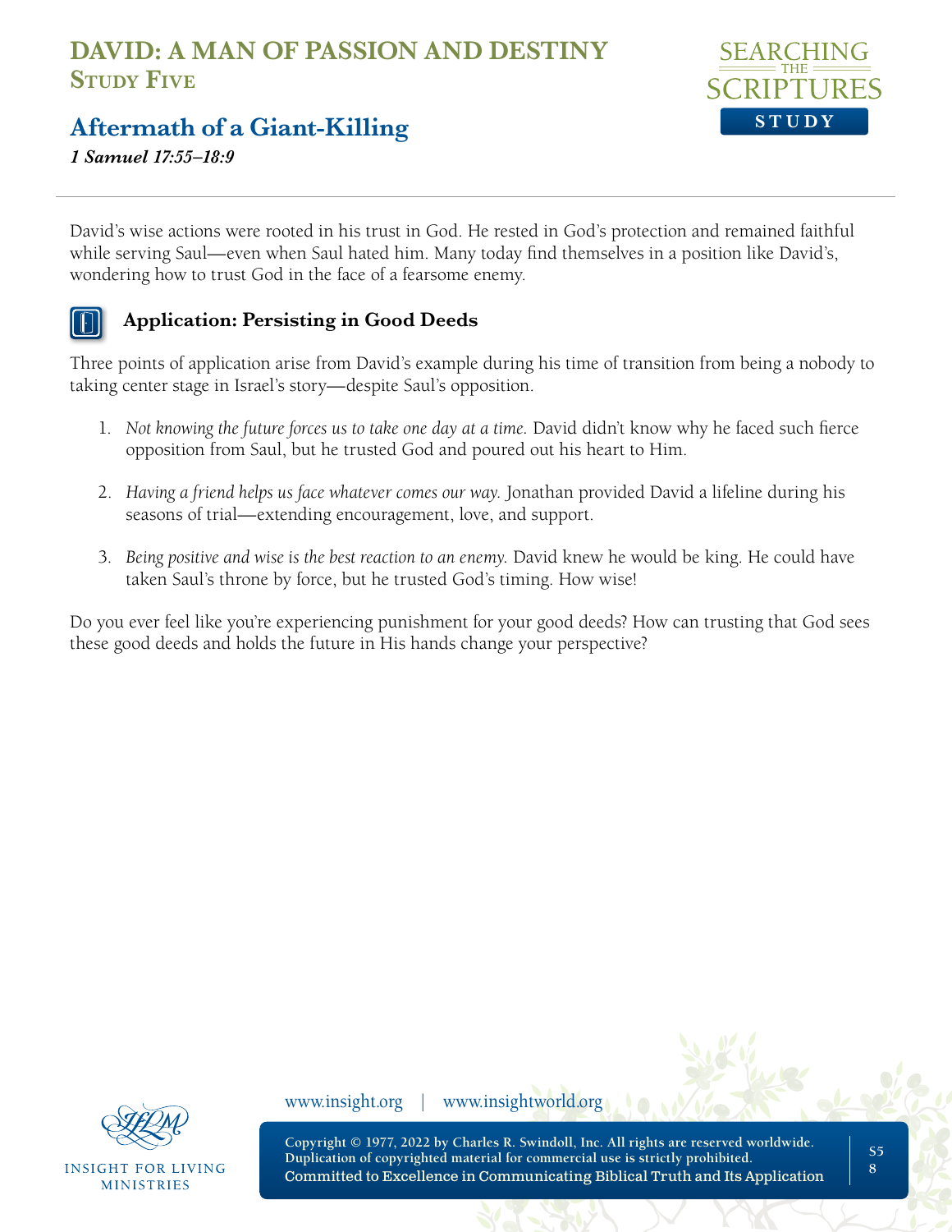# DAVID: A MAN OF PASSION AND DESTINY
## Study Five

## Aftermath of a Giant-Killing
***1 Samuel 17:55–18:9***

David's wise actions were rooted in his trust in God. He rested in God's protection and remained faithful while serving Saul—even when Saul hated him. Many today find themselves in a position like David's, wondering how to trust God in the face of a fearsome enemy.

### Application: Persisting in Good Deeds

Three points of application arise from David's example during his time of transition from being a nobody to taking center stage in Israel's story—despite Saul's opposition.

1. *Not knowing the future forces us to take one day at a time.* David didn't know why he faced such fierce opposition from Saul, but he trusted God and poured out his heart to Him.
2. *Having a friend helps us face whatever comes our way.* Jonathan provided David a lifeline during his seasons of trial—extending encouragement, love, and support.
3. *Being positive and wise is the best reaction to an enemy.* David knew he would be king. He could have taken Saul's throne by force, but he trusted God's timing. How wise!

Do you ever feel like you're experiencing punishment for your good deeds? How can trusting that God sees these good deeds and holds the future in His hands change your perspective?

Copyright © 1977, 2022 by Charles R. Swindoll, Inc. All rights are reserved worldwide. Duplication of copyrighted material for commercial use is strictly prohibited.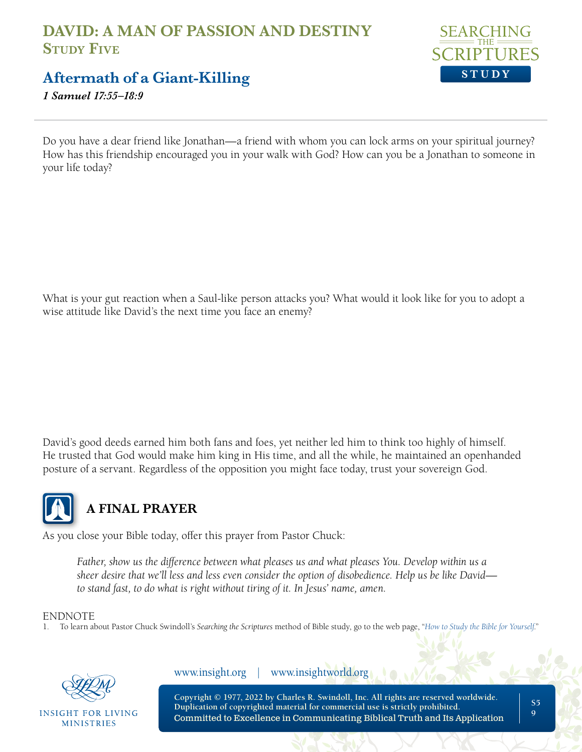Do you have a dear friend like Jonathan—a friend with whom you can lock arms on your spiritual journey? How has this friendship encouraged you in your walk with God? How can you be a Jonathan to someone in your life today?

What is your gut reaction when a Saul-like person attacks you? What would it look like for you to adopt a wise attitude like David's the next time you face an enemy?

David's good deeds earned him both fans and foes, yet neither led him to think too highly of himself. He trusted that God would make him king in His time, and all the while, he maintained an openhanded posture of a servant. Regardless of the opposition you might face today, trust your sovereign God.

## A FINAL PRAYER

As you close your Bible today, offer this prayer from Pastor Chuck:

> *Father, show us the difference between what pleases us and what pleases You. Develop within us a sheer desire that we'll less and less even consider the option of disobedience. Help us be like David—to stand fast, to do what is right without tiring of it. In Jesus' name, amen.*

ENDNOTE

1. To learn about Pastor Chuck Swindoll's *Searching the Scriptures* method of Bible study, go to the web page, "*How to Study the Bible for Yourself*."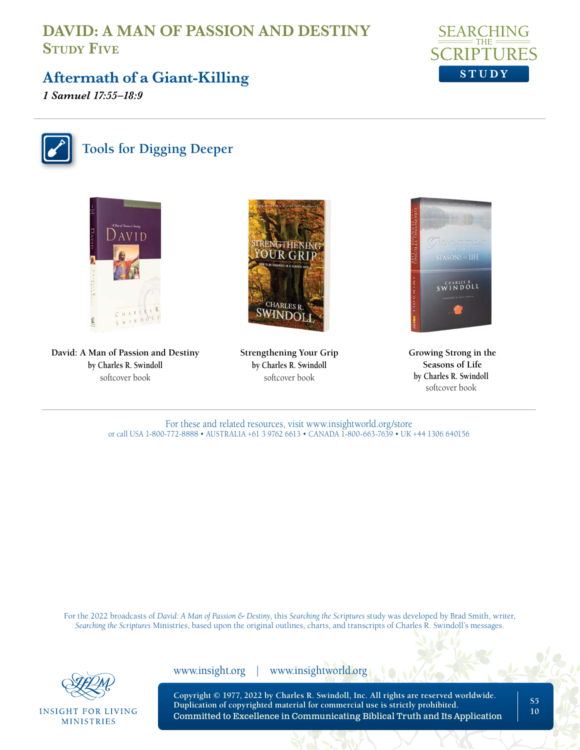# DAVID: A MAN OF PASSION AND DESTINY

## Study Five

## Aftermath of a Giant-Killing

***1 Samuel 17:55–18:9***

### Tools for Digging Deeper

**David: A Man of Passion and Destiny**
by Charles R. Swindoll
softcover book

**Strengthening Your Grip**
by Charles R. Swindoll
softcover book

**Growing Strong in the Seasons of Life**
by Charles R. Swindoll
softcover book

For these and related resources, visit www.insightworld.org/store
or call USA 1-800-772-8888 • AUSTRALIA +61 3 9762 6613 • CANADA 1-800-663-7639 • UK +44 1306 640156

For the 2022 broadcasts of *David: A Man of Passion & Destiny*, this *Searching the Scriptures* study was developed by Brad Smith, writer, *Searching the Scriptures* Ministries, based upon the original outlines, charts, and transcripts of Charles R. Swindoll's messages.

INSIGHT FOR LIVING MINISTRIES

www.insight.org | www.insightworld.org

Copyright © 1977, 2022 by Charles R. Swindoll, Inc. All rights are reserved worldwide. Duplication of copyrighted material for commercial use is strictly prohibited.
Committed to Excellence in Communicating Biblical Truth and Its Application